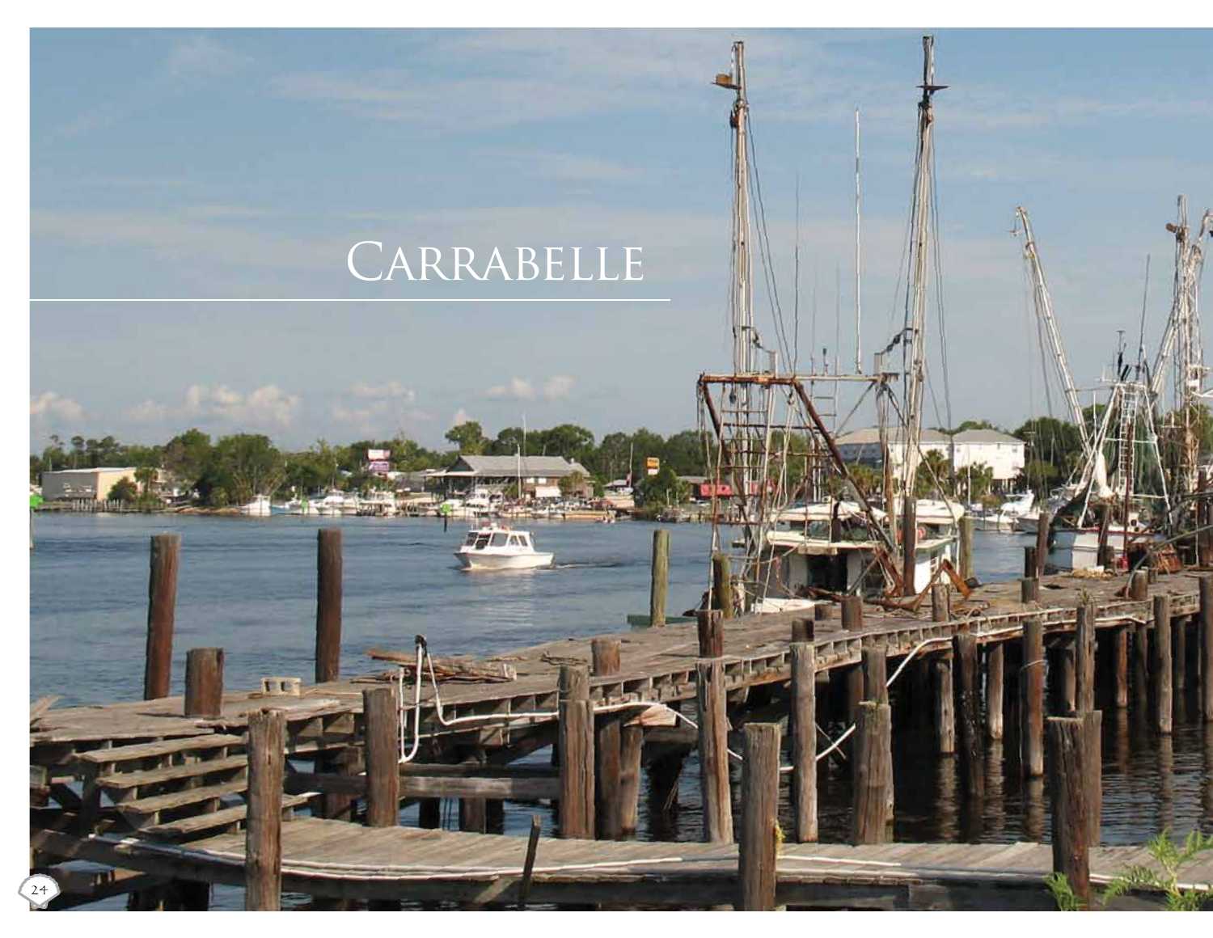# Carrabelle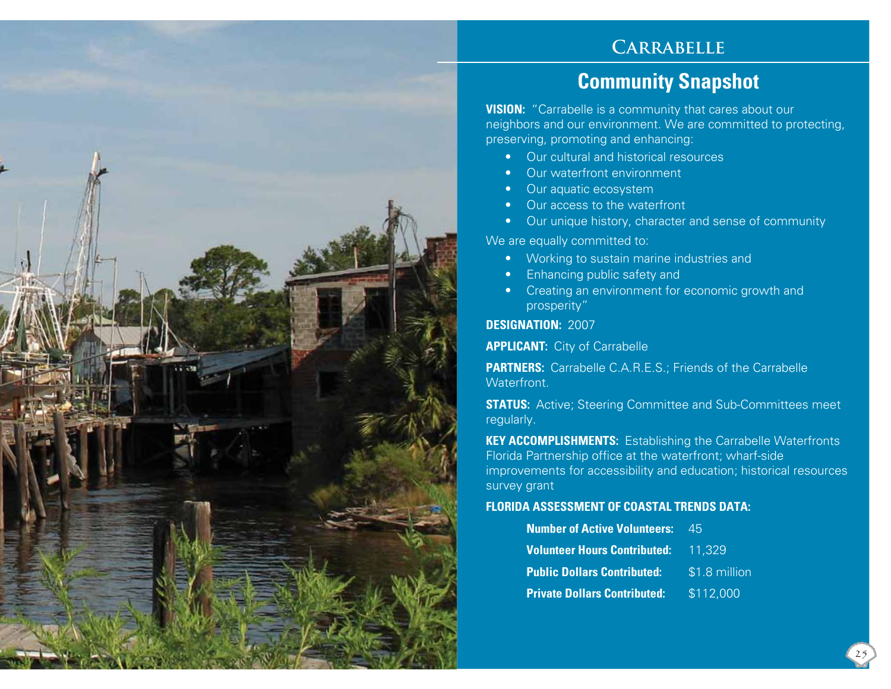# Carrabelle

## Community Snapshot

**VISION:** "Carrabelle is a community that cares about our neighbors and our environment. We are committed to protecting, preserving, promoting and enhancing:

- Our cultural and historical resources
- Our waterfront environment
- Our aquatic ecosystem
- Our access to the waterfront
- Our unique history, character and sense of community

We are equally committed to:

- Working to sustain marine industries and
- Enhancing public safety and
- Creating an environment for economic growth and prosperity"

**DESIGNATION:** 2007

**APPLICANT:** City of Carrabelle

**PARTNERS:** Carrabelle C.A.R.E.S.; Friends of the Carrabelle Waterfront.

**STATUS:** Active; Steering Committee and Sub-Committees meet regularly.

**KEY ACCOMPLISHMENTS:** Establishing the Carrabelle Waterfronts Florida Partnership office at the waterfront; wharf-side improvements for accessibility and education; historical resources survey grant

**FLORIDA ASSESSMENT OF COASTAL TRENDS DATA:**

| | |
|---|---|
| **Number of Active Volunteers:** | 45 |
| **Volunteer Hours Contributed:** | 11,329 |
| **Public Dollars Contributed:** | $1.8 million |
| **Private Dollars Contributed:** | $112,000 |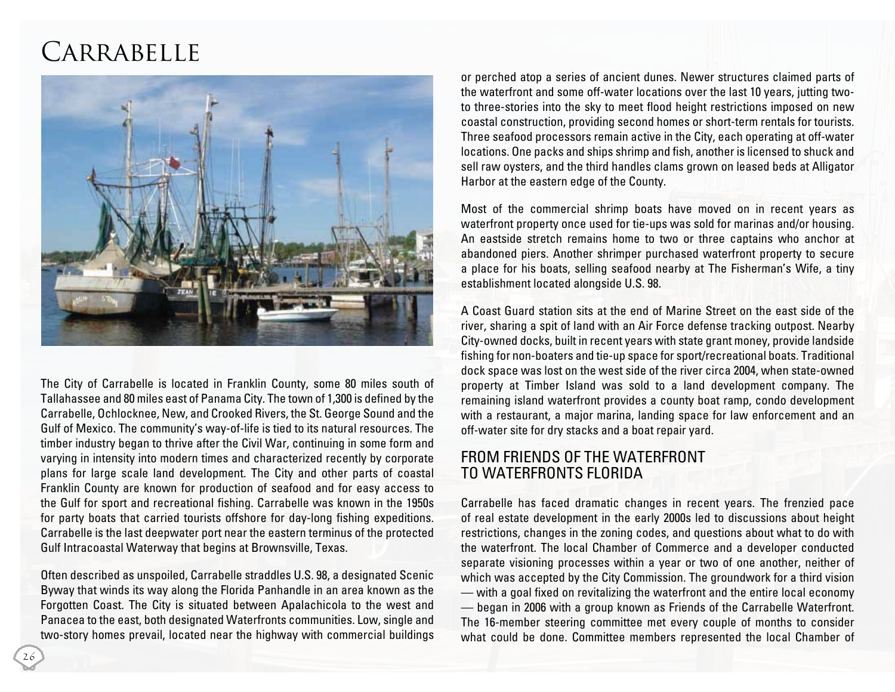# Carrabelle

The City of Carrabelle is located in Franklin County, some 80 miles south of Tallahassee and 80 miles east of Panama City. The town of 1,300 is defined by the Carrabelle, Ochlocknee, New, and Crooked Rivers, the St. George Sound and the Gulf of Mexico. The community's way-of-life is tied to its natural resources. The timber industry began to thrive after the Civil War, continuing in some form and varying in intensity into modern times and characterized recently by corporate plans for large scale land development. The City and other parts of coastal Franklin County are known for production of seafood and for easy access to the Gulf for sport and recreational fishing. Carrabelle was known in the 1950s for party boats that carried tourists offshore for day-long fishing expeditions. Carrabelle is the last deepwater port near the eastern terminus of the protected Gulf Intracoastal Waterway that begins at Brownsville, Texas.

Often described as unspoiled, Carrabelle straddles U.S. 98, a designated Scenic Byway that winds its way along the Florida Panhandle in an area known as the Forgotten Coast. The City is situated between Apalachicola to the west and Panacea to the east, both designated Waterfronts communities. Low, single and two-story homes prevail, located near the highway with commercial buildings or perched atop a series of ancient dunes. Newer structures claimed parts of the waterfront and some off-water locations over the last 10 years, jutting two- to three-stories into the sky to meet flood height restrictions imposed on new coastal construction, providing second homes or short-term rentals for tourists. Three seafood processors remain active in the City, each operating at off-water locations. One packs and ships shrimp and fish, another is licensed to shuck and sell raw oysters, and the third handles clams grown on leased beds at Alligator Harbor at the eastern edge of the County.

Most of the commercial shrimp boats have moved on in recent years as waterfront property once used for tie-ups was sold for marinas and/or housing. An eastside stretch remains home to two or three captains who anchor at abandoned piers. Another shrimper purchased waterfront property to secure a place for his boats, selling seafood nearby at The Fisherman's Wife, a tiny establishment located alongside U.S. 98.

A Coast Guard station sits at the end of Marine Street on the east side of the river, sharing a spit of land with an Air Force defense tracking outpost. Nearby City-owned docks, built in recent years with state grant money, provide landside fishing for non-boaters and tie-up space for sport/recreational boats. Traditional dock space was lost on the west side of the river circa 2004, when state-owned property at Timber Island was sold to a land development company. The remaining island waterfront provides a county boat ramp, condo development with a restaurant, a major marina, landing space for law enforcement and an off-water site for dry stacks and a boat repair yard.

## FROM FRIENDS OF THE WATERFRONT TO WATERFRONTS FLORIDA

Carrabelle has faced dramatic changes in recent years. The frenzied pace of real estate development in the early 2000s led to discussions about height restrictions, changes in the zoning codes, and questions about what to do with the waterfront. The local Chamber of Commerce and a developer conducted separate visioning processes within a year or two of one another, neither of which was accepted by the City Commission. The groundwork for a third vision — with a goal fixed on revitalizing the waterfront and the entire local economy — began in 2006 with a group known as Friends of the Carrabelle Waterfront. The 16-member steering committee met every couple of months to consider what could be done. Committee members represented the local Chamber of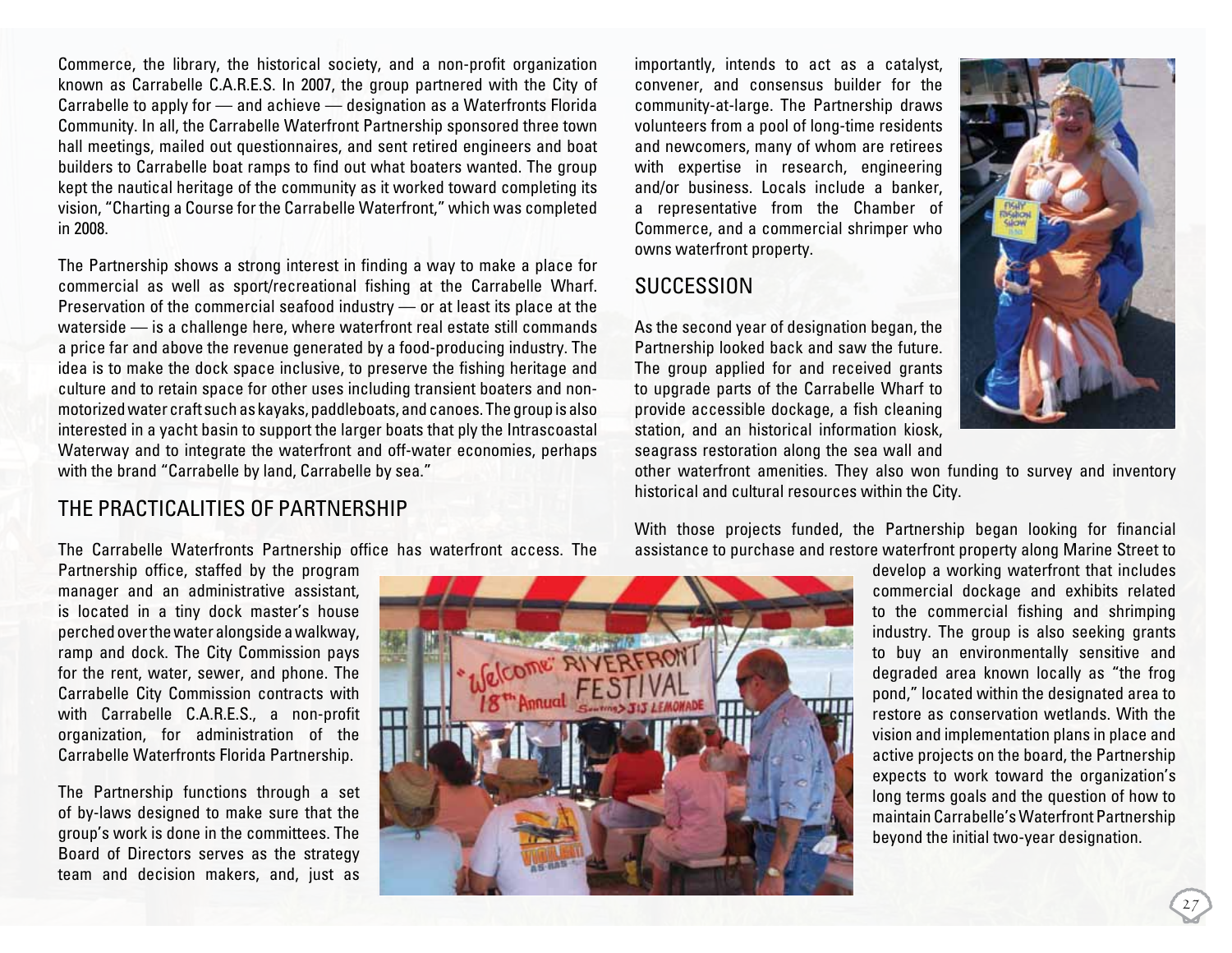Commerce, the library, the historical society, and a non-profit organization known as Carrabelle C.A.R.E.S. In 2007, the group partnered with the City of Carrabelle to apply for — and achieve — designation as a Waterfronts Florida Community. In all, the Carrabelle Waterfront Partnership sponsored three town hall meetings, mailed out questionnaires, and sent retired engineers and boat builders to Carrabelle boat ramps to find out what boaters wanted. The group kept the nautical heritage of the community as it worked toward completing its vision, "Charting a Course for the Carrabelle Waterfront," which was completed in 2008.

The Partnership shows a strong interest in finding a way to make a place for commercial as well as sport/recreational fishing at the Carrabelle Wharf. Preservation of the commercial seafood industry — or at least its place at the waterside — is a challenge here, where waterfront real estate still commands a price far and above the revenue generated by a food-producing industry. The idea is to make the dock space inclusive, to preserve the fishing heritage and culture and to retain space for other uses including transient boaters and non-motorized water craft such as kayaks, paddleboats, and canoes. The group is also interested in a yacht basin to support the larger boats that ply the Intrascoastal Waterway and to integrate the waterfront and off-water economies, perhaps with the brand "Carrabelle by land, Carrabelle by sea."

## THE PRACTICALITIES OF PARTNERSHIP

The Carrabelle Waterfronts Partnership office has waterfront access. The Partnership office, staffed by the program manager and an administrative assistant, is located in a tiny dock master's house perched over the water alongside a walkway, ramp and dock. The City Commission pays for the rent, water, sewer, and phone. The Carrabelle City Commission contracts with with Carrabelle C.A.R.E.S., a non-profit organization, for administration of the Carrabelle Waterfronts Florida Partnership.

The Partnership functions through a set of by-laws designed to make sure that the group's work is done in the committees. The Board of Directors serves as the strategy team and decision makers, and, just as importantly, intends to act as a catalyst, convener, and consensus builder for the community-at-large. The Partnership draws volunteers from a pool of long-time residents and newcomers, many of whom are retirees with expertise in research, engineering and/or business. Locals include a banker, a representative from the Chamber of Commerce, and a commercial shrimper who owns waterfront property.

## SUCCESSION

As the second year of designation began, the Partnership looked back and saw the future. The group applied for and received grants to upgrade parts of the Carrabelle Wharf to provide accessible dockage, a fish cleaning station, and an historical information kiosk, seagrass restoration along the sea wall and other waterfront amenities. They also won funding to survey and inventory historical and cultural resources within the City.

With those projects funded, the Partnership began looking for financial assistance to purchase and restore waterfront property along Marine Street to develop a working waterfront that includes commercial dockage and exhibits related to the commercial fishing and shrimping industry. The group is also seeking grants to buy an environmentally sensitive and degraded area known locally as "the frog pond," located within the designated area to restore as conservation wetlands. With the vision and implementation plans in place and active projects on the board, the Partnership expects to work toward the organization's long terms goals and the question of how to maintain Carrabelle's Waterfront Partnership beyond the initial two-year designation.